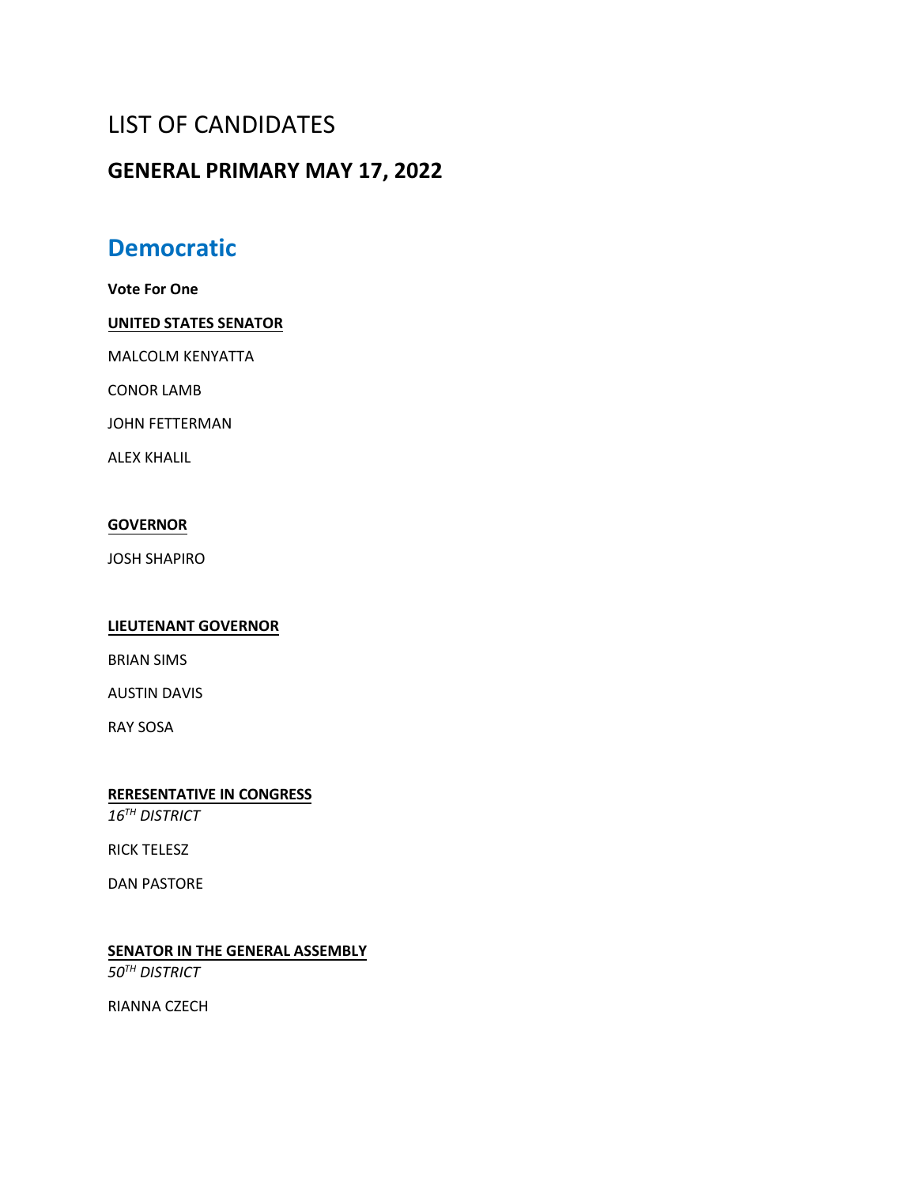# LIST OF CANDIDATES

## GENERAL PRIMARY MAY 17, 2022

## Democratic

**Vote For One**

**UNITED STATES SENATOR**

MALCOLM KENYATTA

CONOR LAMB

JOHN FETTERMAN

ALEX KHALIL

**GOVERNOR**

JOSH SHAPIRO

**LIEUTENANT GOVERNOR**

BRIAN SIMS

AUSTIN DAVIS

RAY SOSA

**RERESENTATIVE IN CONGRESS**
*16TH DISTRICT*

RICK TELESZ

DAN PASTORE

**SENATOR IN THE GENERAL ASSEMBLY**
*50TH DISTRICT*

RIANNA CZECH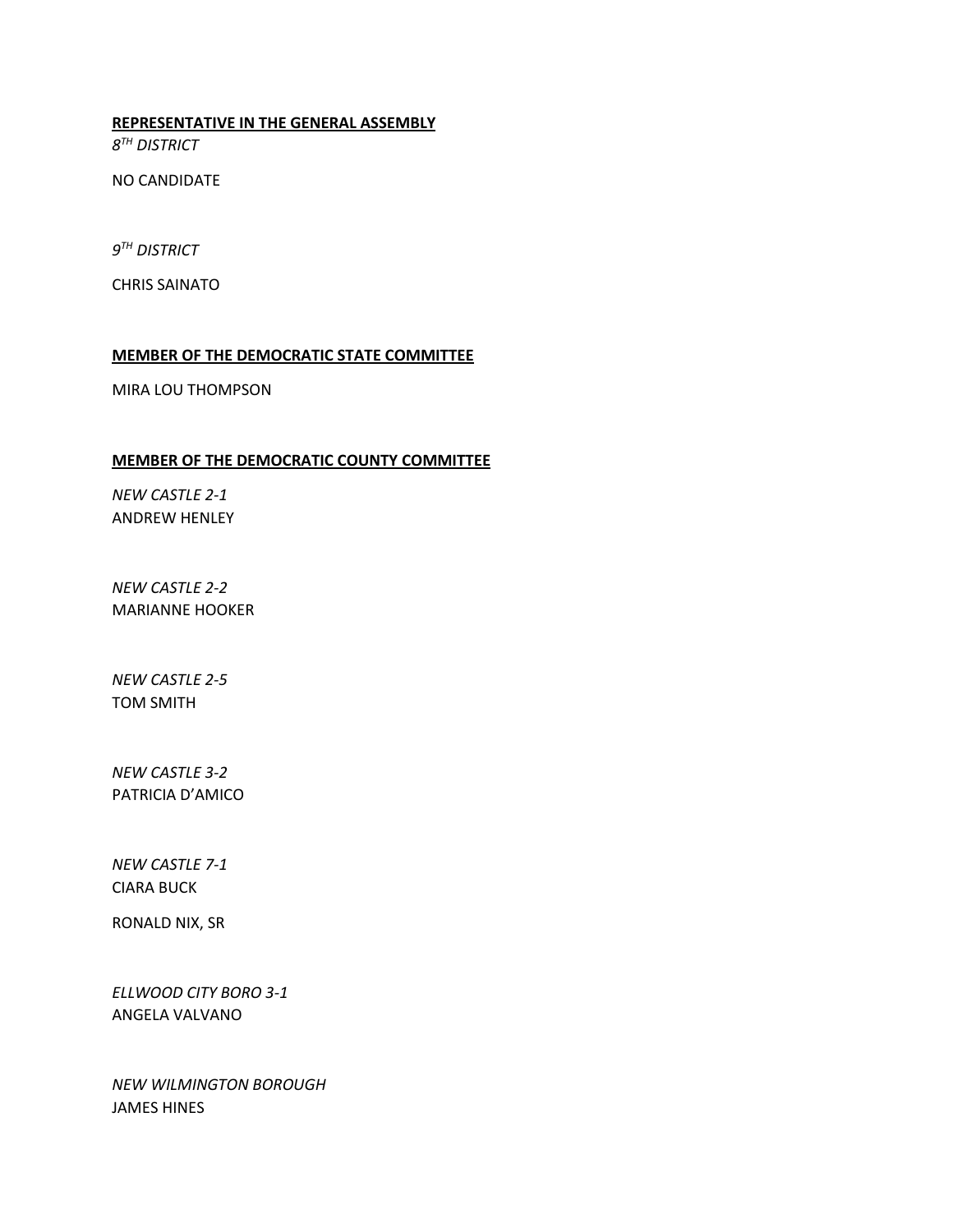**REPRESENTATIVE IN THE GENERAL ASSEMBLY**

*8TH DISTRICT*

NO CANDIDATE

*9TH DISTRICT*

CHRIS SAINATO

**MEMBER OF THE DEMOCRATIC STATE COMMITTEE**

MIRA LOU THOMPSON

**MEMBER OF THE DEMOCRATIC COUNTY COMMITTEE**

*NEW CASTLE 2-1*
ANDREW HENLEY

*NEW CASTLE 2-2*
MARIANNE HOOKER

*NEW CASTLE 2-5*
TOM SMITH

*NEW CASTLE 3-2*
PATRICIA D'AMICO

*NEW CASTLE 7-1*
CIARA BUCK

RONALD NIX, SR

*ELLWOOD CITY BORO 3-1*
ANGELA VALVANO

*NEW WILMINGTON BOROUGH*
JAMES HINES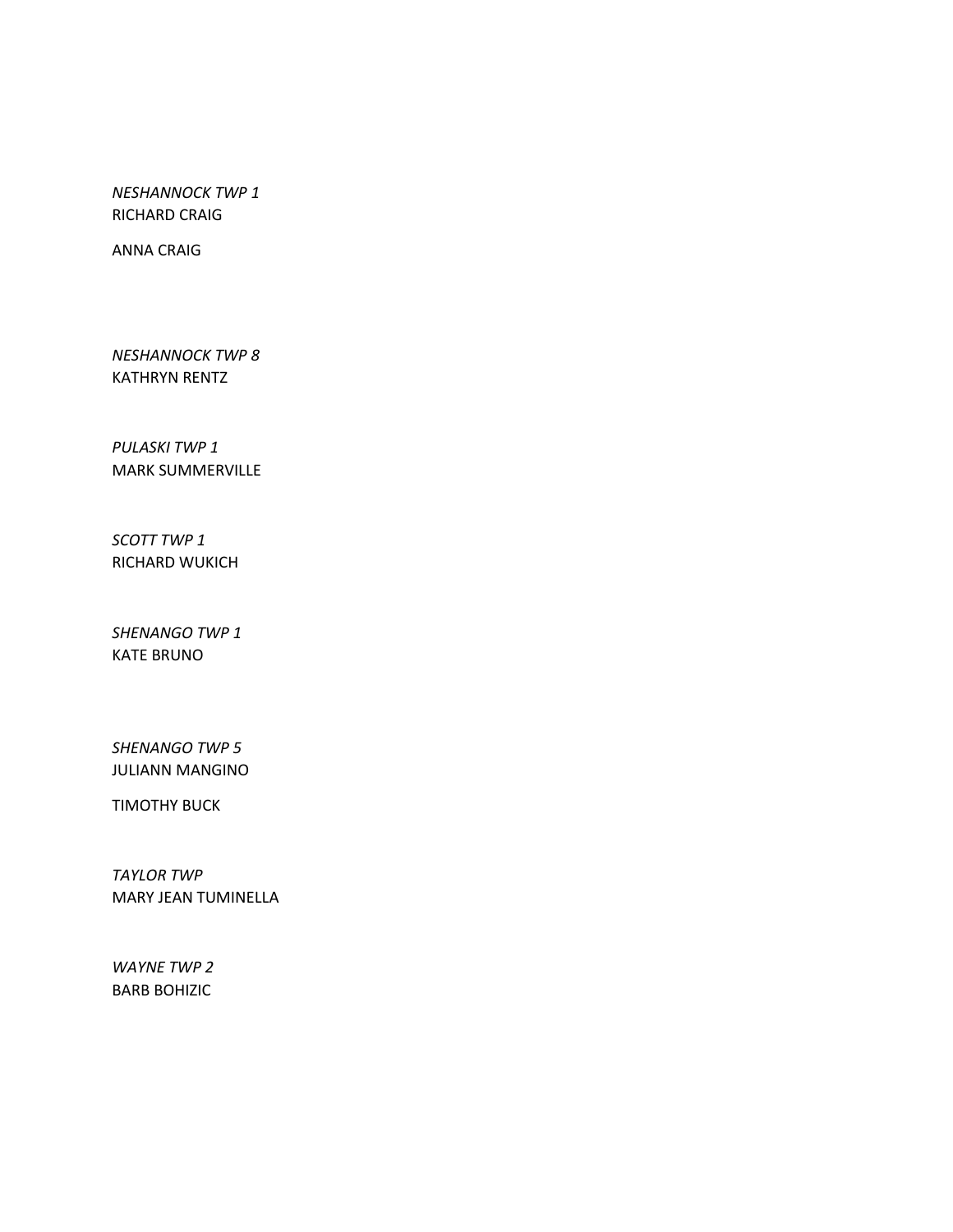*NESHANNOCK TWP 1*
RICHARD CRAIG

ANNA CRAIG

*NESHANNOCK TWP 8*
KATHRYN RENTZ

*PULASKI TWP 1*
MARK SUMMERVILLE

*SCOTT TWP 1*
RICHARD WUKICH

*SHENANGO TWP 1*
KATE BRUNO

*SHENANGO TWP 5*
JULIANN MANGINO

TIMOTHY BUCK

*TAYLOR TWP*
MARY JEAN TUMINELLA

*WAYNE TWP 2*
BARB BOHIZIC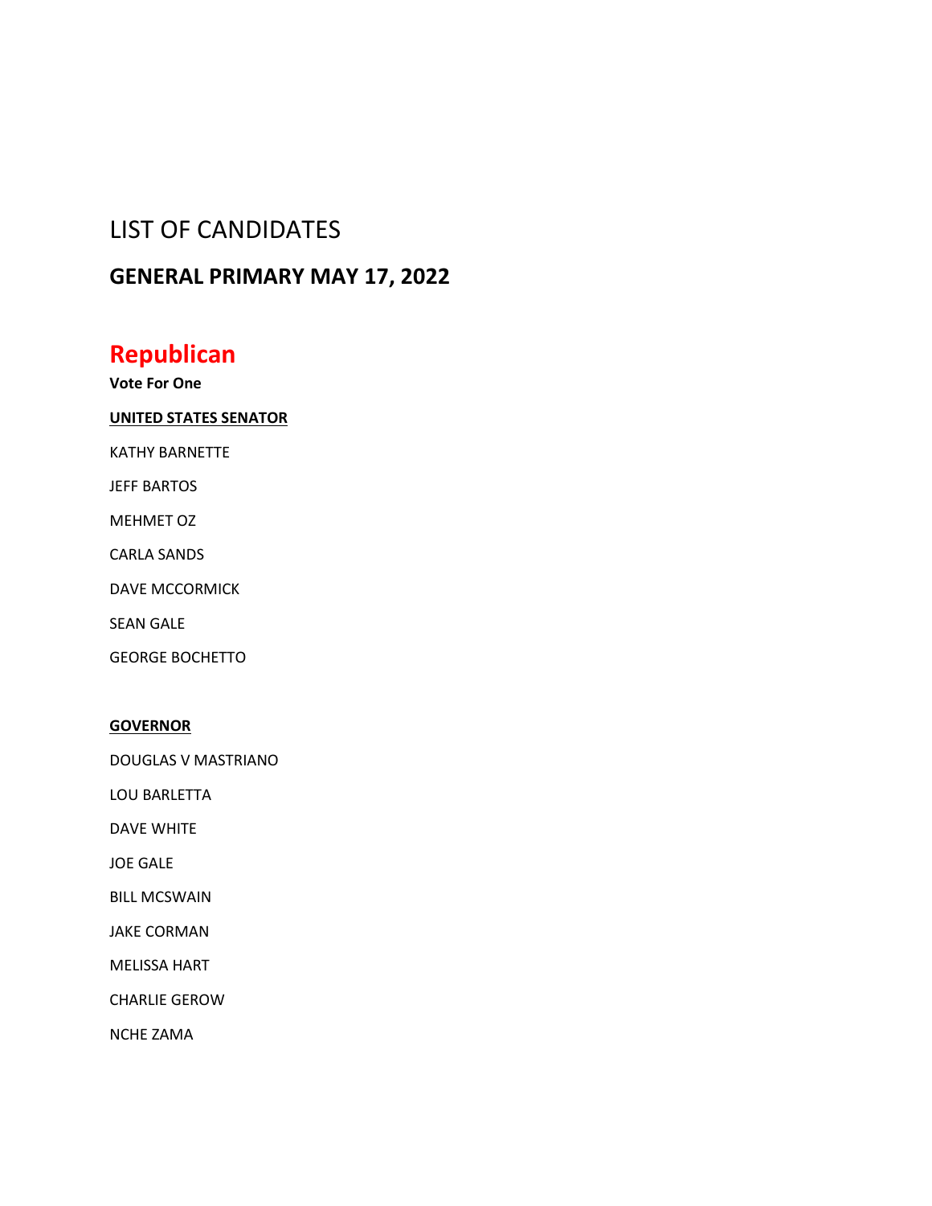# LIST OF CANDIDATES

## GENERAL PRIMARY MAY 17, 2022

## Republican

**Vote For One**

**UNITED STATES SENATOR**

KATHY BARNETTE

JEFF BARTOS

MEHMET OZ

CARLA SANDS

DAVE MCCORMICK

SEAN GALE

GEORGE BOCHETTO

**GOVERNOR**

DOUGLAS V MASTRIANO

LOU BARLETTA

DAVE WHITE

JOE GALE

BILL MCSWAIN

JAKE CORMAN

MELISSA HART

CHARLIE GEROW

NCHE ZAMA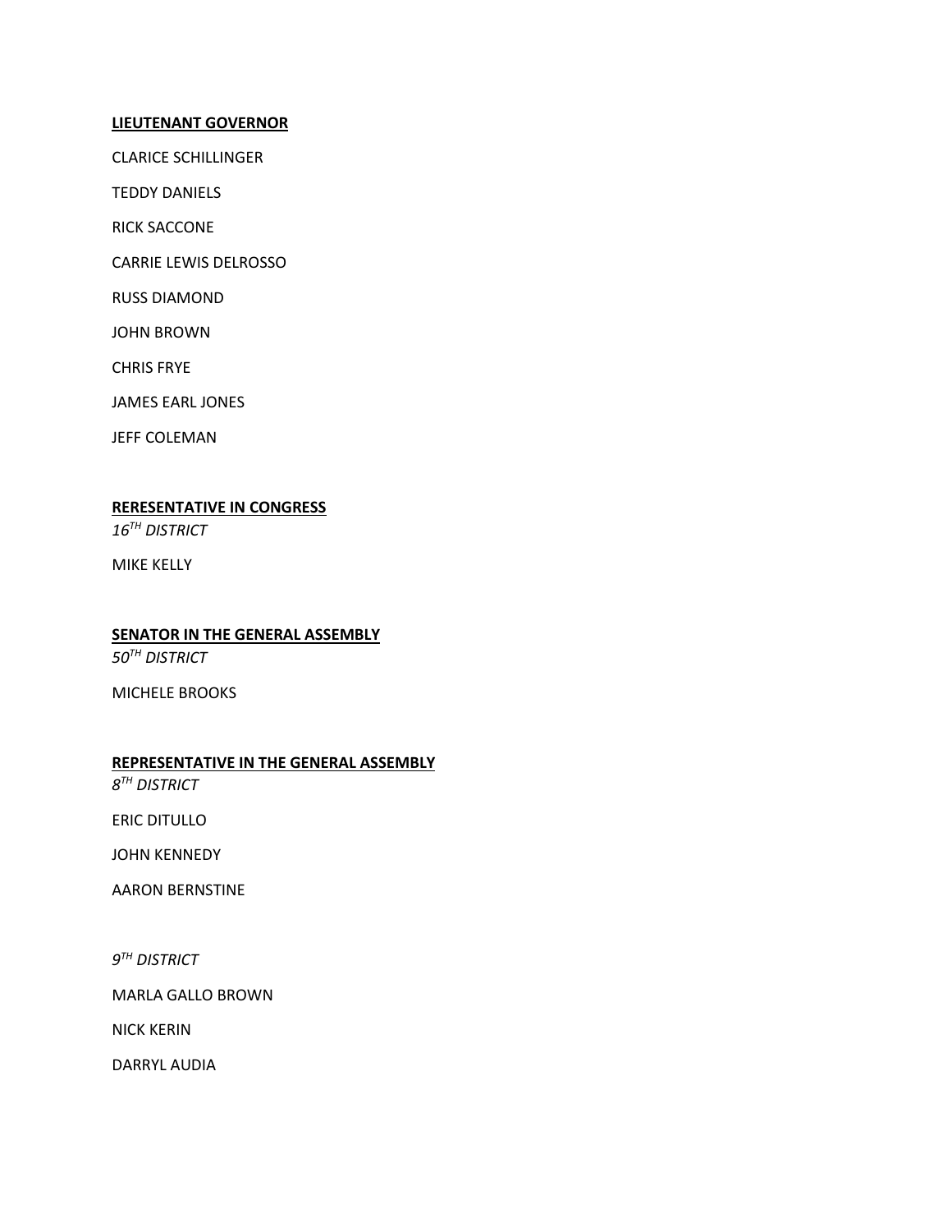**<u>LIEUTENANT GOVERNOR</u>**

CLARICE SCHILLINGER

TEDDY DANIELS

RICK SACCONE

CARRIE LEWIS DELROSSO

RUSS DIAMOND

JOHN BROWN

CHRIS FRYE

JAMES EARL JONES

JEFF COLEMAN

**<u>RERESENTATIVE IN CONGRESS</u>**

*16TH DISTRICT*

MIKE KELLY

**<u>SENATOR IN THE GENERAL ASSEMBLY</u>**

*50TH DISTRICT*

MICHELE BROOKS

**<u>REPRESENTATIVE IN THE GENERAL ASSEMBLY</u>**

*8TH DISTRICT*

ERIC DITULLO

JOHN KENNEDY

AARON BERNSTINE

*9TH DISTRICT*

MARLA GALLO BROWN

NICK KERIN

DARRYL AUDIA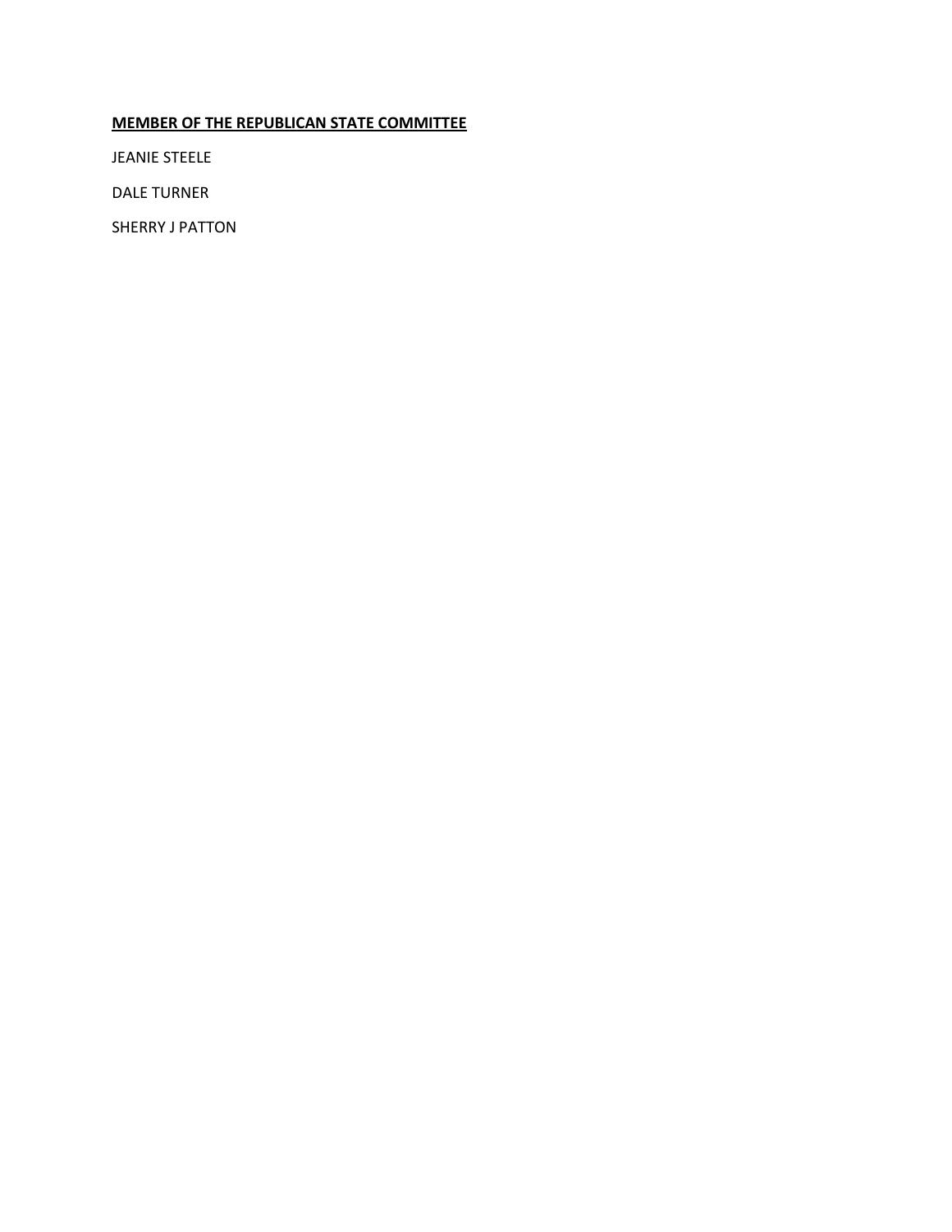**<u>MEMBER OF THE REPUBLICAN STATE COMMITTEE</u>**

JEANIE STEELE

DALE TURNER

SHERRY J PATTON